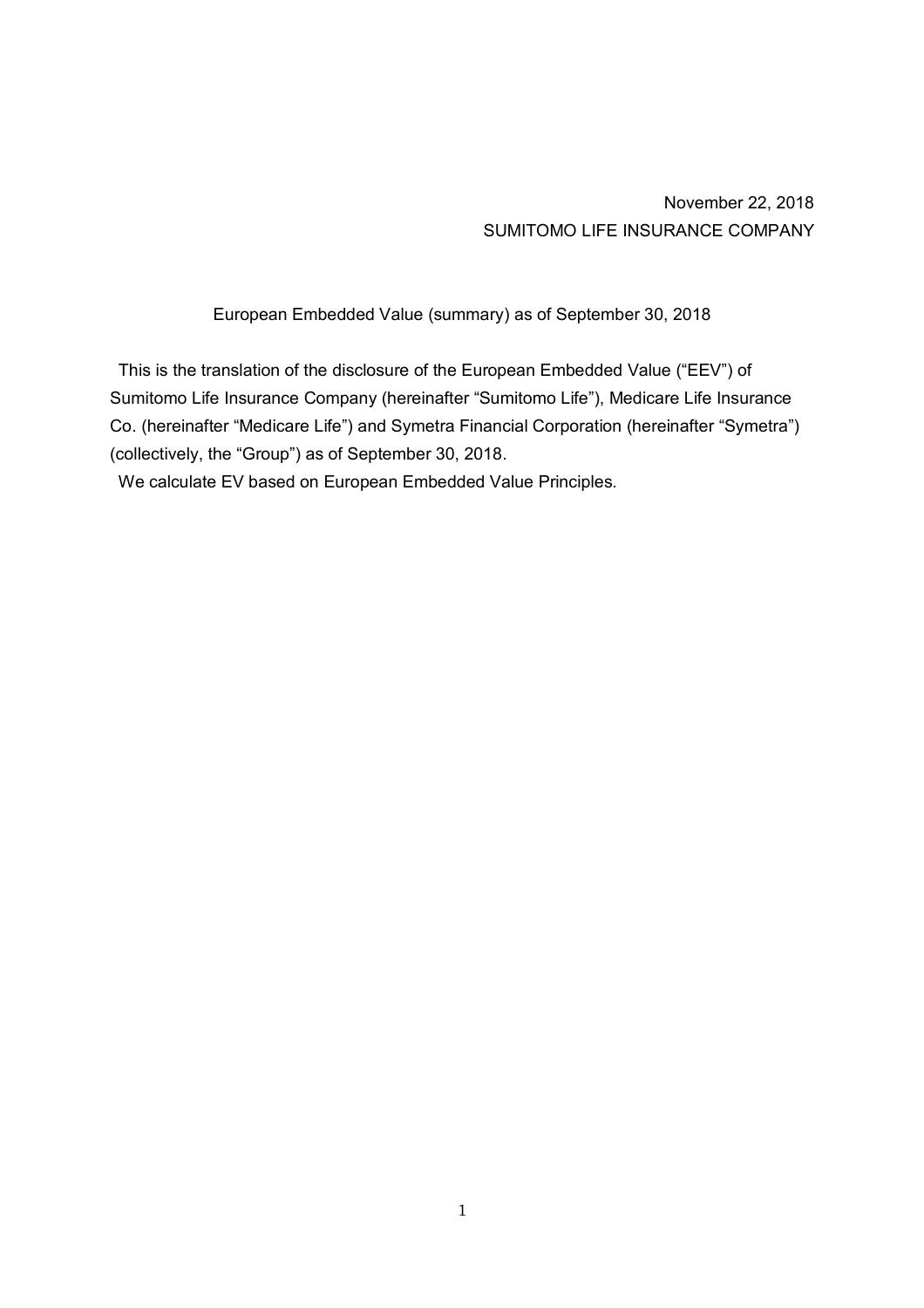November 22, 2018

SUMITOMO LIFE INSURANCE COMPANY

# European Embedded Value (summary) as of September 30, 2018

This is the translation of the disclosure of the European Embedded Value ("EEV") of Sumitomo Life Insurance Company (hereinafter "Sumitomo Life"), Medicare Life Insurance Co. (hereinafter "Medicare Life") and Symetra Financial Corporation (hereinafter "Symetra") (collectively, the "Group") as of September 30, 2018.

We calculate EV based on European Embedded Value Principles.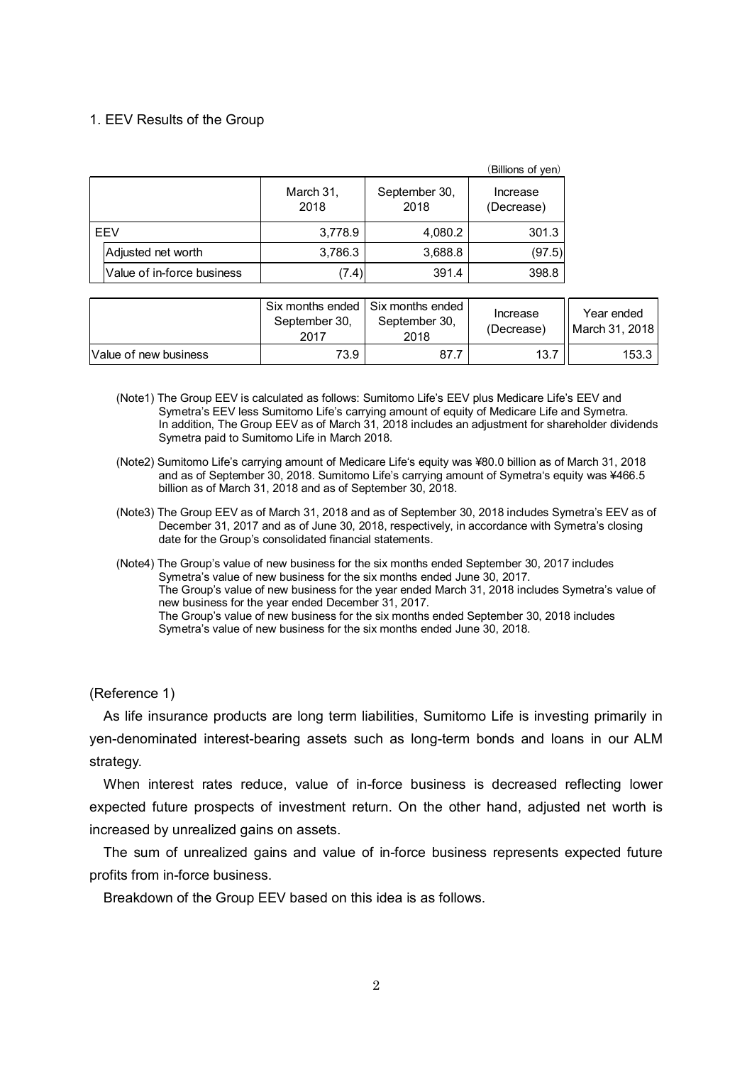## 1. EEV Results of the Group

(Billions of yen)

| | March 31, 2018 | September 30, 2018 | Increase (Decrease) |
|---|---|---|---|
| EEV | 3,778.9 | 4,080.2 | 301.3 |
| Adjusted net worth | 3,786.3 | 3,688.8 | (97.5) |
| Value of in-force business | (7.4) | 391.4 | 398.8 |

| | Six months ended September 30, 2017 | Six months ended September 30, 2018 | Increase (Decrease) | Year ended March 31, 2018 |
|---|---|---|---|---|
| Value of new business | 73.9 | 87.7 | 13.7 | 153.3 |

(Note1) The Group EEV is calculated as follows: Sumitomo Life's EEV plus Medicare Life's EEV and Symetra's EEV less Sumitomo Life's carrying amount of equity of Medicare Life and Symetra. In addition, The Group EEV as of March 31, 2018 includes an adjustment for shareholder dividends Symetra paid to Sumitomo Life in March 2018.

(Note2) Sumitomo Life's carrying amount of Medicare Life's equity was ¥80.0 billion as of March 31, 2018 and as of September 30, 2018. Sumitomo Life's carrying amount of Symetra's equity was ¥466.5 billion as of March 31, 2018 and as of September 30, 2018.

(Note3) The Group EEV as of March 31, 2018 and as of September 30, 2018 includes Symetra's EEV as of December 31, 2017 and as of June 30, 2018, respectively, in accordance with Symetra's closing date for the Group's consolidated financial statements.

(Note4) The Group's value of new business for the six months ended September 30, 2017 includes Symetra's value of new business for the six months ended June 30, 2017.
The Group's value of new business for the year ended March 31, 2018 includes Symetra's value of new business for the year ended December 31, 2017.
The Group's value of new business for the six months ended September 30, 2018 includes Symetra's value of new business for the six months ended June 30, 2018.

(Reference 1)

As life insurance products are long term liabilities, Sumitomo Life is investing primarily in yen-denominated interest-bearing assets such as long-term bonds and loans in our ALM strategy.

When interest rates reduce, value of in-force business is decreased reflecting lower expected future prospects of investment return. On the other hand, adjusted net worth is increased by unrealized gains on assets.

The sum of unrealized gains and value of in-force business represents expected future profits from in-force business.

Breakdown of the Group EEV based on this idea is as follows.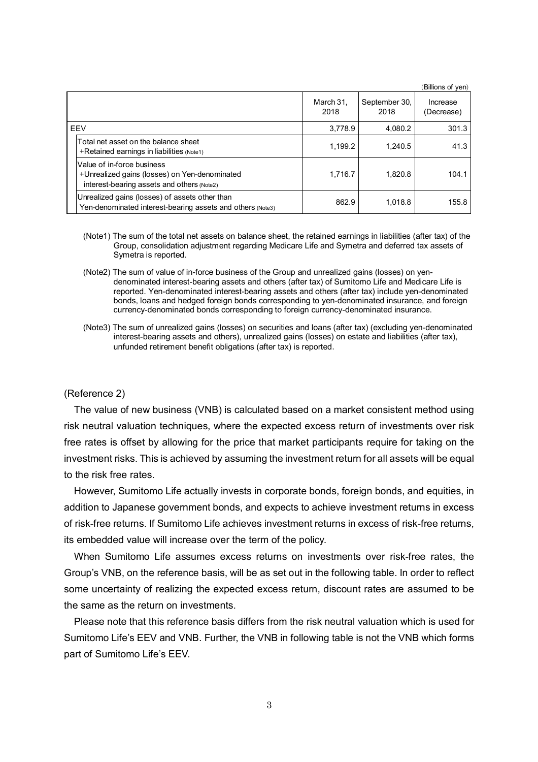(Billions of yen)

| | March 31, 2018 | September 30, 2018 | Increase (Decrease) |
|---|---|---|---|
| EEV | 3,778.9 | 4,080.2 | 301.3 |
| Total net asset on the balance sheet +Retained earnings in liabilities (Note1) | 1,199.2 | 1,240.5 | 41.3 |
| Value of in-force business +Unrealized gains (losses) on Yen-denominated interest-bearing assets and others (Note2) | 1,716.7 | 1,820.8 | 104.1 |
| Unrealized gains (losses) of assets other than Yen-denominated interest-bearing assets and others (Note3) | 862.9 | 1,018.8 | 155.8 |

(Note1) The sum of the total net assets on balance sheet, the retained earnings in liabilities (after tax) of the Group, consolidation adjustment regarding Medicare Life and Symetra and deferred tax assets of Symetra is reported.

(Note2) The sum of value of in-force business of the Group and unrealized gains (losses) on yen-denominated interest-bearing assets and others (after tax) of Sumitomo Life and Medicare Life is reported. Yen-denominated interest-bearing assets and others (after tax) include yen-denominated bonds, loans and hedged foreign bonds corresponding to yen-denominated insurance, and foreign currency-denominated bonds corresponding to foreign currency-denominated insurance.

(Note3) The sum of unrealized gains (losses) on securities and loans (after tax) (excluding yen-denominated interest-bearing assets and others), unrealized gains (losses) on estate and liabilities (after tax), unfunded retirement benefit obligations (after tax) is reported.

(Reference 2)

The value of new business (VNB) is calculated based on a market consistent method using risk neutral valuation techniques, where the expected excess return of investments over risk free rates is offset by allowing for the price that market participants require for taking on the investment risks. This is achieved by assuming the investment return for all assets will be equal to the risk free rates.

However, Sumitomo Life actually invests in corporate bonds, foreign bonds, and equities, in addition to Japanese government bonds, and expects to achieve investment returns in excess of risk-free returns. If Sumitomo Life achieves investment returns in excess of risk-free returns, its embedded value will increase over the term of the policy.

When Sumitomo Life assumes excess returns on investments over risk-free rates, the Group's VNB, on the reference basis, will be as set out in the following table. In order to reflect some uncertainty of realizing the expected excess return, discount rates are assumed to be the same as the return on investments.

Please note that this reference basis differs from the risk neutral valuation which is used for Sumitomo Life's EEV and VNB. Further, the VNB in following table is not the VNB which forms part of Sumitomo Life's EEV.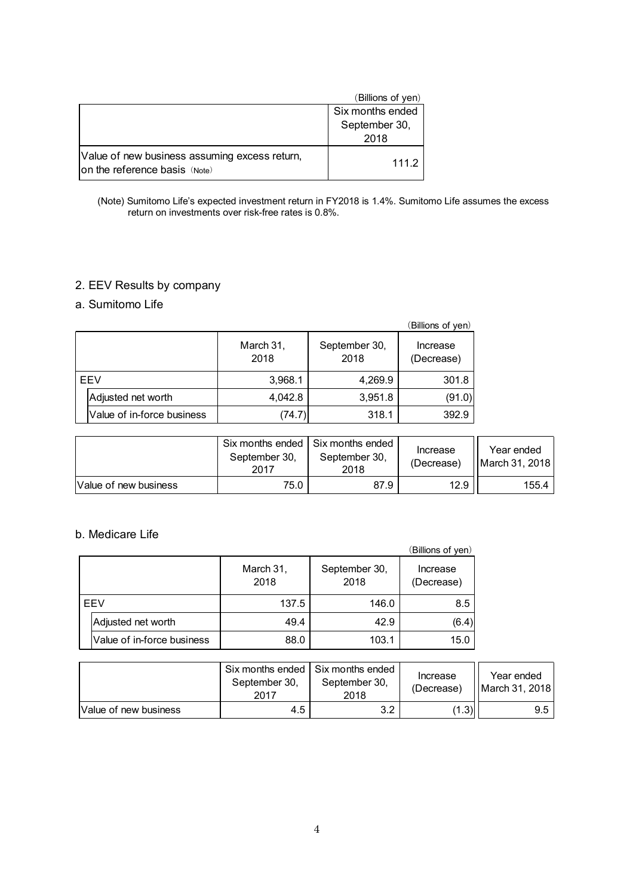(Billions of yen)

| | Six months ended September 30, 2018 |
|---|---|
| Value of new business assuming excess return, on the reference basis (Note) | 111.2 |

(Note) Sumitomo Life's expected investment return in FY2018 is 1.4%. Sumitomo Life assumes the excess return on investments over risk-free rates is 0.8%.

## 2. EEV Results by company

### a. Sumitomo Life

(Billions of yen)

| | March 31, 2018 | September 30, 2018 | Increase (Decrease) |
|---|---|---|---|
| EEV | 3,968.1 | 4,269.9 | 301.8 |
| Adjusted net worth | 4,042.8 | 3,951.8 | (91.0) |
| Value of in-force business | (74.7) | 318.1 | 392.9 |

| | Six months ended September 30, 2017 | Six months ended September 30, 2018 | Increase (Decrease) | Year ended March 31, 2018 |
|---|---|---|---|---|
| Value of new business | 75.0 | 87.9 | 12.9 | 155.4 |

### b. Medicare Life

(Billions of yen)

| | March 31, 2018 | September 30, 2018 | Increase (Decrease) |
|---|---|---|---|
| EEV | 137.5 | 146.0 | 8.5 |
| Adjusted net worth | 49.4 | 42.9 | (6.4) |
| Value of in-force business | 88.0 | 103.1 | 15.0 |

| | Six months ended September 30, 2017 | Six months ended September 30, 2018 | Increase (Decrease) | Year ended March 31, 2018 |
|---|---|---|---|---|
| Value of new business | 4.5 | 3.2 | (1.3) | 9.5 |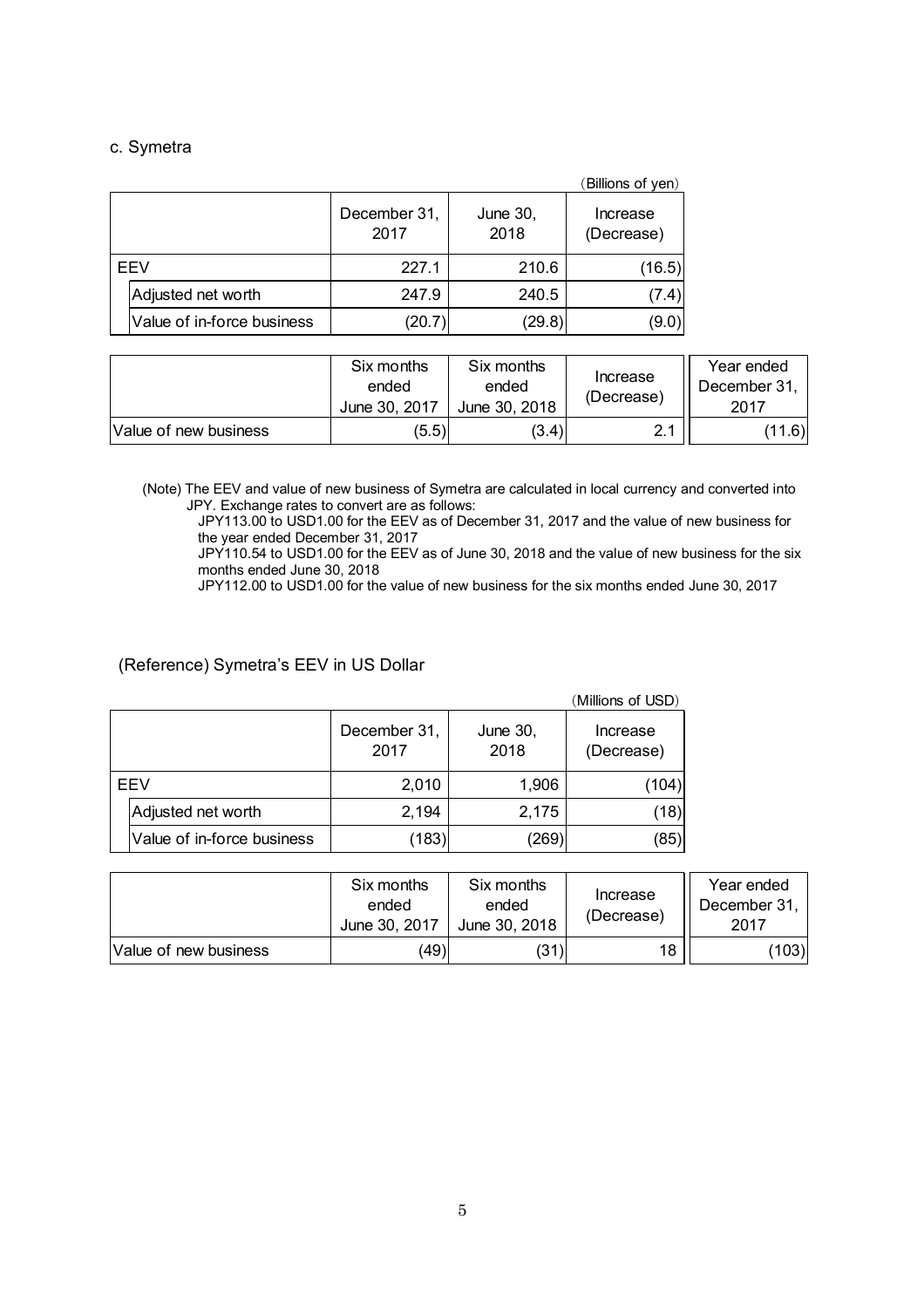c. Symetra

(Billions of yen)

| | December 31, 2017 | June 30, 2018 | Increase (Decrease) |
|---|---|---|---|
| EEV | 227.1 | 210.6 | (16.5) |
| Adjusted net worth | 247.9 | 240.5 | (7.4) |
| Value of in-force business | (20.7) | (29.8) | (9.0) |

| | Six months ended June 30, 2017 | Six months ended June 30, 2018 | Increase (Decrease) | Year ended December 31, 2017 |
|---|---|---|---|---|
| Value of new business | (5.5) | (3.4) | 2.1 | (11.6) |

(Note) The EEV and value of new business of Symetra are calculated in local currency and converted into JPY. Exchange rates to convert are as follows:
JPY113.00 to USD1.00 for the EEV as of December 31, 2017 and the value of new business for the year ended December 31, 2017
JPY110.54 to USD1.00 for the EEV as of June 30, 2018 and the value of new business for the six months ended June 30, 2018
JPY112.00 to USD1.00 for the value of new business for the six months ended June 30, 2017

(Reference) Symetra's EEV in US Dollar

(Millions of USD)

| | December 31, 2017 | June 30, 2018 | Increase (Decrease) |
|---|---|---|---|
| EEV | 2,010 | 1,906 | (104) |
| Adjusted net worth | 2,194 | 2,175 | (18) |
| Value of in-force business | (183) | (269) | (85) |

| | Six months ended June 30, 2017 | Six months ended June 30, 2018 | Increase (Decrease) | Year ended December 31, 2017 |
|---|---|---|---|---|
| Value of new business | (49) | (31) | 18 | (103) |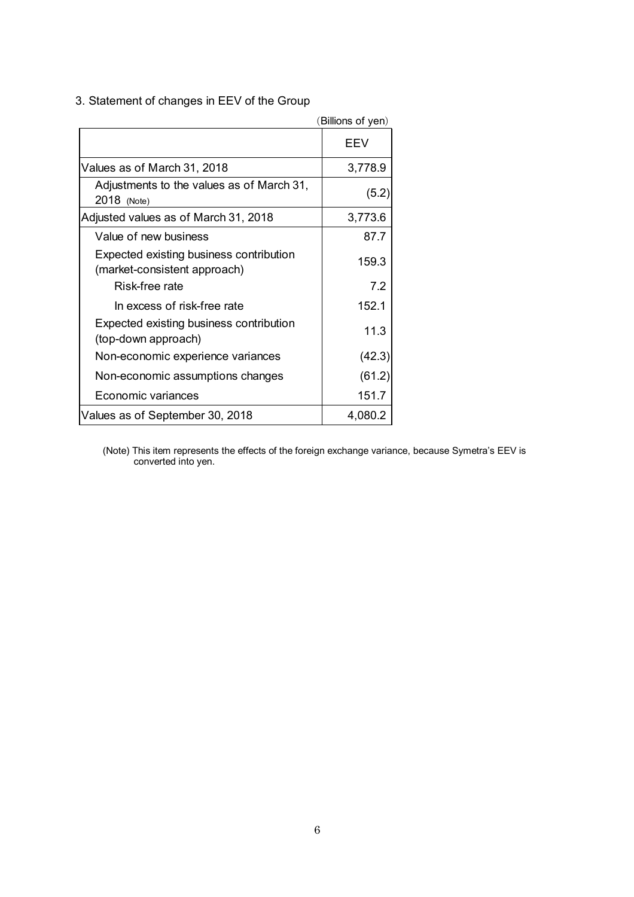## 3. Statement of changes in EEV of the Group

(Billions of yen)

| | EEV |
|---|---|
| Values as of March 31, 2018 | 3,778.9 |
| Adjustments to the values as of March 31, 2018 (Note) | (5.2) |
| Adjusted values as of March 31, 2018 | 3,773.6 |
| Value of new business | 87.7 |
| Expected existing business contribution (market-consistent approach) | 159.3 |
| Risk-free rate | 7.2 |
| In excess of risk-free rate | 152.1 |
| Expected existing business contribution (top-down approach) | 11.3 |
| Non-economic experience variances | (42.3) |
| Non-economic assumptions changes | (61.2) |
| Economic variances | 151.7 |
| Values as of September 30, 2018 | 4,080.2 |

(Note) This item represents the effects of the foreign exchange variance, because Symetra's EEV is converted into yen.